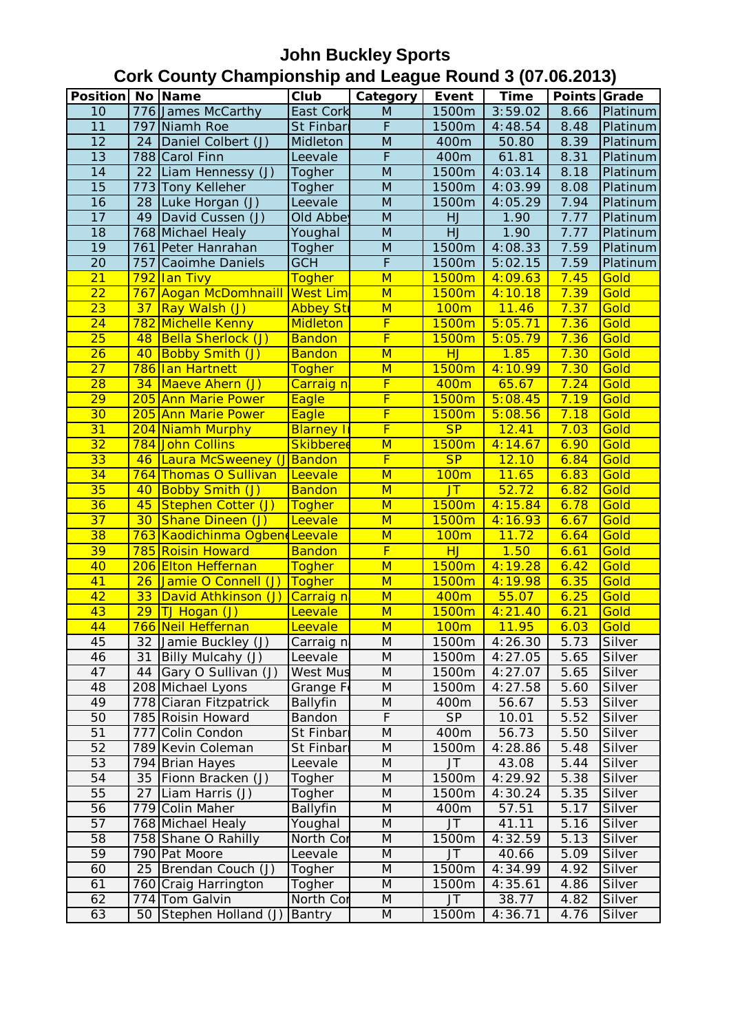# John Buckley Sports

## Cork County Championship and League Round 3 (07.06.2013)

| Position | No | Name | Club | Category | Event | Time | Points | Grade |
|---|---|---|---|---|---|---|---|---|
| 10 | 776 | James McCarthy | East Cork | M | 1500m | 3:59.02 | 8.66 | Platinum |
| 11 | 797 | Niamh Roe | St Finbarr | F | 1500m | 4:48.54 | 8.48 | Platinum |
| 12 | 24 | Daniel Colbert (J) | Midleton | M | 400m | 50.80 | 8.39 | Platinum |
| 13 | 788 | Carol Finn | Leevale | F | 400m | 61.81 | 8.31 | Platinum |
| 14 | 22 | Liam Hennessy (J) | Togher | M | 1500m | 4:03.14 | 8.18 | Platinum |
| 15 | 773 | Tony Kelleher | Togher | M | 1500m | 4:03.99 | 8.08 | Platinum |
| 16 | 28 | Luke Horgan (J) | Leevale | M | 1500m | 4:05.29 | 7.94 | Platinum |
| 17 | 49 | David Cussen (J) | Old Abbey | M | HJ | 1.90 | 7.77 | Platinum |
| 18 | 768 | Michael Healy | Youghal | M | HJ | 1.90 | 7.77 | Platinum |
| 19 | 761 | Peter Hanrahan | Togher | M | 1500m | 4:08.33 | 7.59 | Platinum |
| 20 | 757 | Caoimhe Daniels | GCH | F | 1500m | 5:02.15 | 7.59 | Platinum |
| 21 | 792 | Ian Tivy | Togher | M | 1500m | 4:09.63 | 7.45 | Gold |
| 22 | 767 | Aogan McDomhnaill | West Lim | M | 1500m | 4:10.18 | 7.39 | Gold |
| 23 | 37 | Ray Walsh (J) | Abbey St | M | 100m | 11.46 | 7.37 | Gold |
| 24 | 782 | Michelle Kenny | Midleton | F | 1500m | 5:05.71 | 7.36 | Gold |
| 25 | 48 | Bella Sherlock (J) | Bandon | F | 1500m | 5:05.79 | 7.36 | Gold |
| 26 | 40 | Bobby Smith (J) | Bandon | M | HJ | 1.85 | 7.30 | Gold |
| 27 | 786 | Ian Hartnett | Togher | M | 1500m | 4:10.99 | 7.30 | Gold |
| 28 | 34 | Maeve Ahern (J) | Carraig n | F | 400m | 65.67 | 7.24 | Gold |
| 29 | 205 | Ann Marie Power | Eagle | F | 1500m | 5:08.45 | 7.19 | Gold |
| 30 | 205 | Ann Marie Power | Eagle | F | 1500m | 5:08.56 | 7.18 | Gold |
| 31 | 204 | Niamh Murphy | Blarney I | F | SP | 12.41 | 7.03 | Gold |
| 32 | 784 | John Collins | Skibbereen | M | 1500m | 4:14.67 | 6.90 | Gold |
| 33 | 46 | Laura McSweeney (J | Bandon | F | SP | 12.10 | 6.84 | Gold |
| 34 | 764 | Thomas O Sullivan | Leevale | M | 100m | 11.65 | 6.83 | Gold |
| 35 | 40 | Bobby Smith (J) | Bandon | M | JT | 52.72 | 6.82 | Gold |
| 36 | 45 | Stephen Cotter (J) | Togher | M | 1500m | 4:15.84 | 6.78 | Gold |
| 37 | 30 | Shane Dineen (J) | Leevale | M | 1500m | 4:16.93 | 6.67 | Gold |
| 38 | 763 | Kaodichinma Ogbene | Leevale | M | 100m | 11.72 | 6.64 | Gold |
| 39 | 785 | Roisin Howard | Bandon | F | HJ | 1.50 | 6.61 | Gold |
| 40 | 206 | Elton Heffernan | Togher | M | 1500m | 4:19.28 | 6.42 | Gold |
| 41 | 26 | Jamie O Connell (J) | Togher | M | 1500m | 4:19.98 | 6.35 | Gold |
| 42 | 33 | David Athkinson (J) | Carraig n | M | 400m | 55.07 | 6.25 | Gold |
| 43 | 29 | TJ Hogan (J) | Leevale | M | 1500m | 4:21.40 | 6.21 | Gold |
| 44 | 766 | Neil Heffernan | Leevale | M | 100m | 11.95 | 6.03 | Gold |
| 45 | 32 | Jamie Buckley (J) | Carraig n | M | 1500m | 4:26.30 | 5.73 | Silver |
| 46 | 31 | Billy Mulcahy (J) | Leevale | M | 1500m | 4:27.05 | 5.65 | Silver |
| 47 | 44 | Gary O Sullivan (J) | West Mus | M | 1500m | 4:27.07 | 5.65 | Silver |
| 48 | 208 | Michael Lyons | Grange F | M | 1500m | 4:27.58 | 5.60 | Silver |
| 49 | 778 | Ciaran Fitzpatrick | Ballyfin | M | 400m | 56.67 | 5.53 | Silver |
| 50 | 785 | Roisin Howard | Bandon | F | SP | 10.01 | 5.52 | Silver |
| 51 | 777 | Colin Condon | St Finbarr | M | 400m | 56.73 | 5.50 | Silver |
| 52 | 789 | Kevin Coleman | St Finbarr | M | 1500m | 4:28.86 | 5.48 | Silver |
| 53 | 794 | Brian Hayes | Leevale | M | JT | 43.08 | 5.44 | Silver |
| 54 | 35 | Fionn Bracken (J) | Togher | M | 1500m | 4:29.92 | 5.38 | Silver |
| 55 | 27 | Liam Harris (J) | Togher | M | 1500m | 4:30.24 | 5.35 | Silver |
| 56 | 779 | Colin Maher | Ballyfin | M | 400m | 57.51 | 5.17 | Silver |
| 57 | 768 | Michael Healy | Youghal | M | JT | 41.11 | 5.16 | Silver |
| 58 | 758 | Shane O Rahilly | North Cor | M | 1500m | 4:32.59 | 5.13 | Silver |
| 59 | 790 | Pat Moore | Leevale | M | JT | 40.66 | 5.09 | Silver |
| 60 | 25 | Brendan Couch (J) | Togher | M | 1500m | 4:34.99 | 4.92 | Silver |
| 61 | 760 | Craig Harrington | Togher | M | 1500m | 4:35.61 | 4.86 | Silver |
| 62 | 774 | Tom Galvin | North Cor | M | JT | 38.77 | 4.82 | Silver |
| 63 | 50 | Stephen Holland (J) | Bantry | M | 1500m | 4:36.71 | 4.76 | Silver |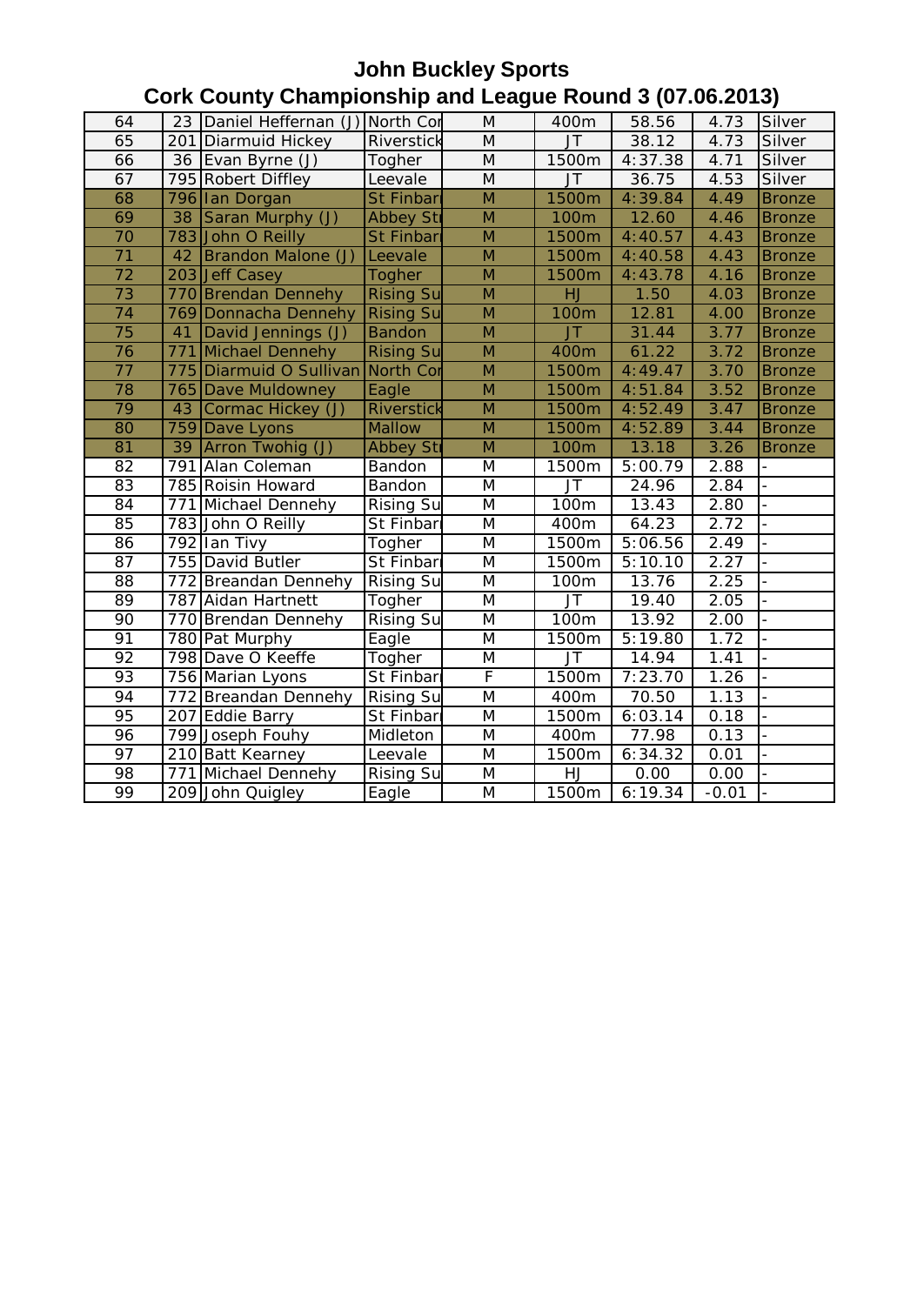# John Buckley Sports

## Cork County Championship and League Round 3 (07.06.2013)

| | | | | | | | | |
|---|---|---|---|---|---|---|---|---|
| 64 | 23 | Daniel Heffernan (J) | North Cor | M | 400m | 58.56 | 4.73 | Silver |
| 65 | 201 | Diarmuid Hickey | Riverstick | M | JT | 38.12 | 4.73 | Silver |
| 66 | 36 | Evan Byrne (J) | Togher | M | 1500m | 4:37.38 | 4.71 | Silver |
| 67 | 795 | Robert Diffley | Leevale | M | JT | 36.75 | 4.53 | Silver |
| 68 | 796 | Ian Dorgan | St Finbarr | M | 1500m | 4:39.84 | 4.49 | Bronze |
| 69 | 38 | Saran Murphy (J) | Abbey St | M | 100m | 12.60 | 4.46 | Bronze |
| 70 | 783 | John O Reilly | St Finbarr | M | 1500m | 4:40.57 | 4.43 | Bronze |
| 71 | 42 | Brandon Malone (J) | Leevale | M | 1500m | 4:40.58 | 4.43 | Bronze |
| 72 | 203 | Jeff Casey | Togher | M | 1500m | 4:43.78 | 4.16 | Bronze |
| 73 | 770 | Brendan Dennehy | Rising Su | M | HJ | 1.50 | 4.03 | Bronze |
| 74 | 769 | Donnacha Dennehy | Rising Su | M | 100m | 12.81 | 4.00 | Bronze |
| 75 | 41 | David Jennings (J) | Bandon | M | JT | 31.44 | 3.77 | Bronze |
| 76 | 771 | Michael Dennehy | Rising Su | M | 400m | 61.22 | 3.72 | Bronze |
| 77 | 775 | Diarmuid O Sullivan | North Cor | M | 1500m | 4:49.47 | 3.70 | Bronze |
| 78 | 765 | Dave Muldowney | Eagle | M | 1500m | 4:51.84 | 3.52 | Bronze |
| 79 | 43 | Cormac Hickey (J) | Riverstick | M | 1500m | 4:52.49 | 3.47 | Bronze |
| 80 | 759 | Dave Lyons | Mallow | M | 1500m | 4:52.89 | 3.44 | Bronze |
| 81 | 39 | Arron Twohig (J) | Abbey St | M | 100m | 13.18 | 3.26 | Bronze |
| 82 | 791 | Alan Coleman | Bandon | M | 1500m | 5:00.79 | 2.88 | - |
| 83 | 785 | Roisin Howard | Bandon | M | JT | 24.96 | 2.84 | - |
| 84 | 771 | Michael Dennehy | Rising Su | M | 100m | 13.43 | 2.80 | - |
| 85 | 783 | John O Reilly | St Finbarr | M | 400m | 64.23 | 2.72 | - |
| 86 | 792 | Ian Tivy | Togher | M | 1500m | 5:06.56 | 2.49 | - |
| 87 | 755 | David Butler | St Finbarr | M | 1500m | 5:10.10 | 2.27 | - |
| 88 | 772 | Breandan Dennehy | Rising Su | M | 100m | 13.76 | 2.25 | - |
| 89 | 787 | Aidan Hartnett | Togher | M | JT | 19.40 | 2.05 | - |
| 90 | 770 | Brendan Dennehy | Rising Su | M | 100m | 13.92 | 2.00 | - |
| 91 | 780 | Pat Murphy | Eagle | M | 1500m | 5:19.80 | 1.72 | - |
| 92 | 798 | Dave O Keeffe | Togher | M | JT | 14.94 | 1.41 | - |
| 93 | 756 | Marian Lyons | St Finbarr | F | 1500m | 7:23.70 | 1.26 | - |
| 94 | 772 | Breandan Dennehy | Rising Su | M | 400m | 70.50 | 1.13 | - |
| 95 | 207 | Eddie Barry | St Finbarr | M | 1500m | 6:03.14 | 0.18 | - |
| 96 | 799 | Joseph Fouhy | Midleton | M | 400m | 77.98 | 0.13 | - |
| 97 | 210 | Batt Kearney | Leevale | M | 1500m | 6:34.32 | 0.01 | - |
| 98 | 771 | Michael Dennehy | Rising Su | M | HJ | 0.00 | 0.00 | - |
| 99 | 209 | John Quigley | Eagle | M | 1500m | 6:19.34 | -0.01 | - |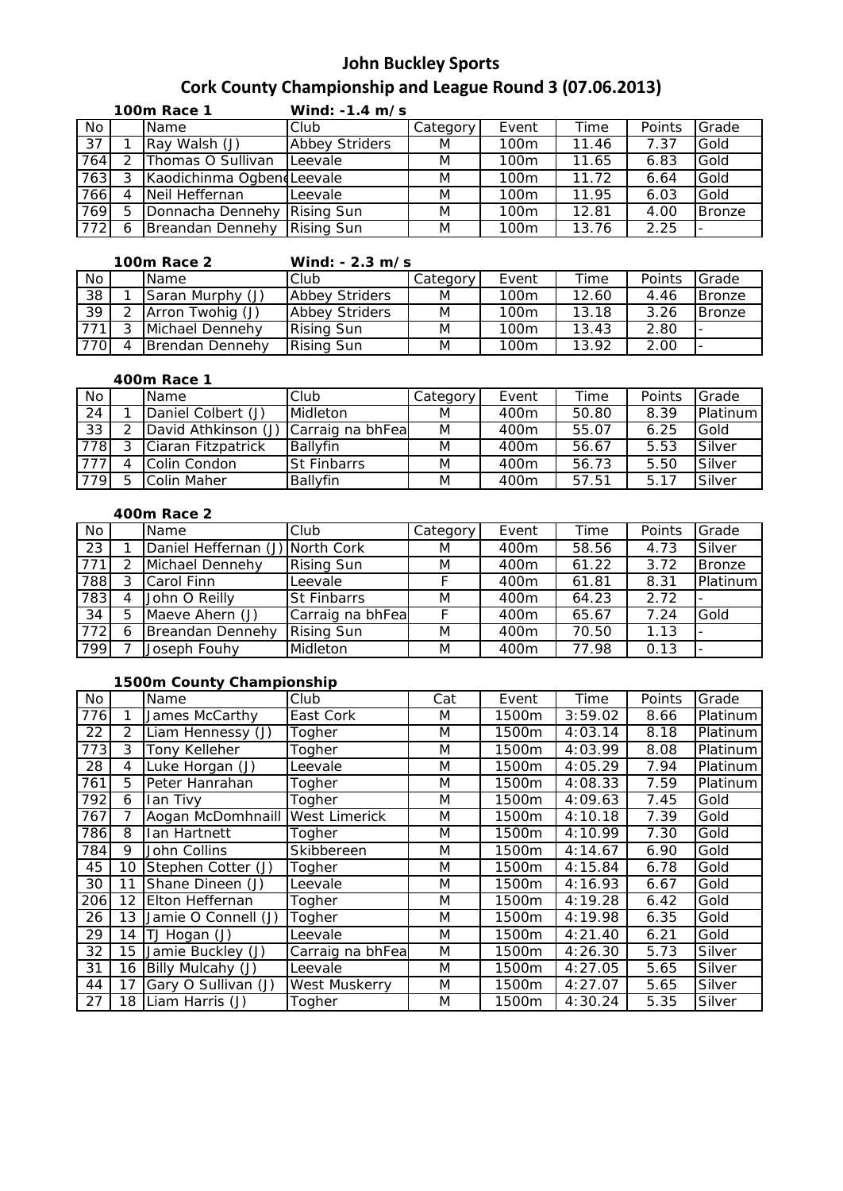# John Buckley Sports

## Cork County Championship and League Round 3 (07.06.2013)

### 100m Race 1 — Wind: -1.4 m/s

| No | | Name | Club | Category | Event | Time | Points | Grade |
|---|---|---|---|---|---|---|---|---|
| 37 | 1 | Ray Walsh (J) | Abbey Striders | M | 100m | 11.46 | 7.37 | Gold |
| 764 | 2 | Thomas O Sullivan | Leevale | M | 100m | 11.65 | 6.83 | Gold |
| 763 | 3 | Kaodichinma Ogbend | Leevale | M | 100m | 11.72 | 6.64 | Gold |
| 766 | 4 | Neil Heffernan | Leevale | M | 100m | 11.95 | 6.03 | Gold |
| 769 | 5 | Donnacha Dennehy | Rising Sun | M | 100m | 12.81 | 4.00 | Bronze |
| 772 | 6 | Breandan Dennehy | Rising Sun | M | 100m | 13.76 | 2.25 | - |

### 100m Race 2 — Wind: - 2.3 m/s

| No | | Name | Club | Category | Event | Time | Points | Grade |
|---|---|---|---|---|---|---|---|---|
| 38 | 1 | Saran Murphy (J) | Abbey Striders | M | 100m | 12.60 | 4.46 | Bronze |
| 39 | 2 | Arron Twohig (J) | Abbey Striders | M | 100m | 13.18 | 3.26 | Bronze |
| 771 | 3 | Michael Dennehy | Rising Sun | M | 100m | 13.43 | 2.80 | - |
| 770 | 4 | Brendan Dennehy | Rising Sun | M | 100m | 13.92 | 2.00 | - |

### 400m Race 1

| No | | Name | Club | Category | Event | Time | Points | Grade |
|---|---|---|---|---|---|---|---|---|
| 24 | 1 | Daniel Colbert (J) | Midleton | M | 400m | 50.80 | 8.39 | Platinum |
| 33 | 2 | David Athkinson (J) | Carraig na bhFea | M | 400m | 55.07 | 6.25 | Gold |
| 778 | 3 | Ciaran Fitzpatrick | Ballyfin | M | 400m | 56.67 | 5.53 | Silver |
| 777 | 4 | Colin Condon | St Finbarrs | M | 400m | 56.73 | 5.50 | Silver |
| 779 | 5 | Colin Maher | Ballyfin | M | 400m | 57.51 | 5.17 | Silver |

### 400m Race 2

| No | | Name | Club | Category | Event | Time | Points | Grade |
|---|---|---|---|---|---|---|---|---|
| 23 | 1 | Daniel Heffernan (J) | North Cork | M | 400m | 58.56 | 4.73 | Silver |
| 771 | 2 | Michael Dennehy | Rising Sun | M | 400m | 61.22 | 3.72 | Bronze |
| 788 | 3 | Carol Finn | Leevale | F | 400m | 61.81 | 8.31 | Platinum |
| 783 | 4 | John O Reilly | St Finbarrs | M | 400m | 64.23 | 2.72 | - |
| 34 | 5 | Maeve Ahern (J) | Carraig na bhFea | F | 400m | 65.67 | 7.24 | Gold |
| 772 | 6 | Breandan Dennehy | Rising Sun | M | 400m | 70.50 | 1.13 | - |
| 799 | 7 | Joseph Fouhy | Midleton | M | 400m | 77.98 | 0.13 | - |

### 1500m County Championship

| No | | Name | Club | Cat | Event | Time | Points | Grade |
|---|---|---|---|---|---|---|---|---|
| 776 | 1 | James McCarthy | East Cork | M | 1500m | 3:59.02 | 8.66 | Platinum |
| 22 | 2 | Liam Hennessy (J) | Togher | M | 1500m | 4:03.14 | 8.18 | Platinum |
| 773 | 3 | Tony Kelleher | Togher | M | 1500m | 4:03.99 | 8.08 | Platinum |
| 28 | 4 | Luke Horgan (J) | Leevale | M | 1500m | 4:05.29 | 7.94 | Platinum |
| 761 | 5 | Peter Hanrahan | Togher | M | 1500m | 4:08.33 | 7.59 | Platinum |
| 792 | 6 | Ian Tivy | Togher | M | 1500m | 4:09.63 | 7.45 | Gold |
| 767 | 7 | Aogan McDomhnaill | West Limerick | M | 1500m | 4:10.18 | 7.39 | Gold |
| 786 | 8 | Ian Hartnett | Togher | M | 1500m | 4:10.99 | 7.30 | Gold |
| 784 | 9 | John Collins | Skibbereen | M | 1500m | 4:14.67 | 6.90 | Gold |
| 45 | 10 | Stephen Cotter (J) | Togher | M | 1500m | 4:15.84 | 6.78 | Gold |
| 30 | 11 | Shane Dineen (J) | Leevale | M | 1500m | 4:16.93 | 6.67 | Gold |
| 206 | 12 | Elton Heffernan | Togher | M | 1500m | 4:19.28 | 6.42 | Gold |
| 26 | 13 | Jamie O Connell (J) | Togher | M | 1500m | 4:19.98 | 6.35 | Gold |
| 29 | 14 | TJ Hogan (J) | Leevale | M | 1500m | 4:21.40 | 6.21 | Gold |
| 32 | 15 | Jamie Buckley (J) | Carraig na bhFea | M | 1500m | 4:26.30 | 5.73 | Silver |
| 31 | 16 | Billy Mulcahy (J) | Leevale | M | 1500m | 4:27.05 | 5.65 | Silver |
| 44 | 17 | Gary O Sullivan (J) | West Muskerry | M | 1500m | 4:27.07 | 5.65 | Silver |
| 27 | 18 | Liam Harris (J) | Togher | M | 1500m | 4:30.24 | 5.35 | Silver |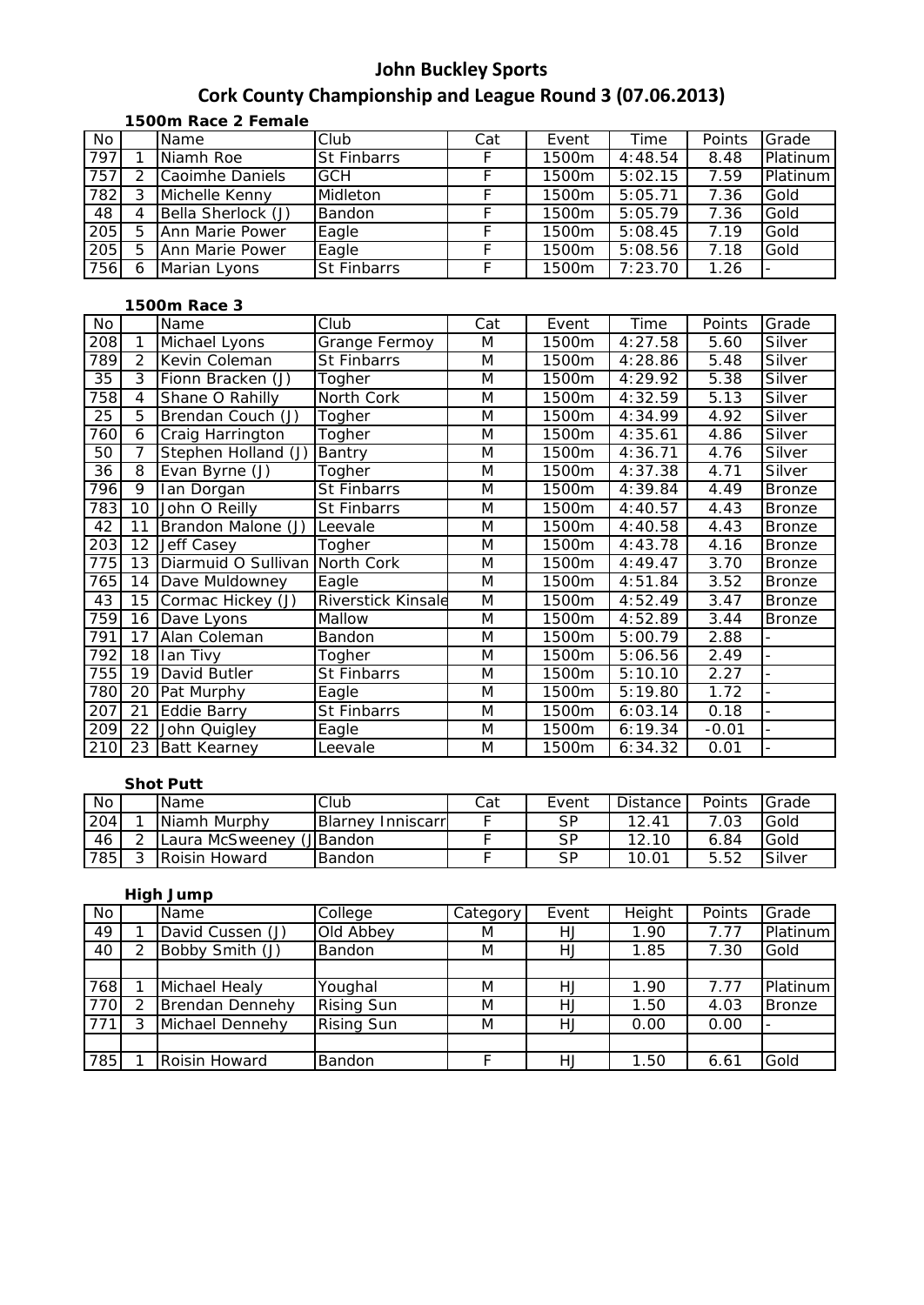## John Buckley Sports

## Cork County Championship and League Round 3 (07.06.2013)

### 1500m Race 2 Female

| No | | Name | Club | Cat | Event | Time | Points | Grade |
|---|---|---|---|---|---|---|---|---|
| 797 | 1 | Niamh Roe | St Finbarrs | F | 1500m | 4:48.54 | 8.48 | Platinum |
| 757 | 2 | Caoimhe Daniels | GCH | F | 1500m | 5:02.15 | 7.59 | Platinum |
| 782 | 3 | Michelle Kenny | Midleton | F | 1500m | 5:05.71 | 7.36 | Gold |
| 48 | 4 | Bella Sherlock (J) | Bandon | F | 1500m | 5:05.79 | 7.36 | Gold |
| 205 | 5 | Ann Marie Power | Eagle | F | 1500m | 5:08.45 | 7.19 | Gold |
| 205 | 5 | Ann Marie Power | Eagle | F | 1500m | 5:08.56 | 7.18 | Gold |
| 756 | 6 | Marian Lyons | St Finbarrs | F | 1500m | 7:23.70 | 1.26 | - |

### 1500m Race 3

| No | | Name | Club | Cat | Event | Time | Points | Grade |
|---|---|---|---|---|---|---|---|---|
| 208 | 1 | Michael Lyons | Grange Fermoy | M | 1500m | 4:27.58 | 5.60 | Silver |
| 789 | 2 | Kevin Coleman | St Finbarrs | M | 1500m | 4:28.86 | 5.48 | Silver |
| 35 | 3 | Fionn Bracken (J) | Togher | M | 1500m | 4:29.92 | 5.38 | Silver |
| 758 | 4 | Shane O Rahilly | North Cork | M | 1500m | 4:32.59 | 5.13 | Silver |
| 25 | 5 | Brendan Couch (J) | Togher | M | 1500m | 4:34.99 | 4.92 | Silver |
| 760 | 6 | Craig Harrington | Togher | M | 1500m | 4:35.61 | 4.86 | Silver |
| 50 | 7 | Stephen Holland (J) | Bantry | M | 1500m | 4:36.71 | 4.76 | Silver |
| 36 | 8 | Evan Byrne (J) | Togher | M | 1500m | 4:37.38 | 4.71 | Silver |
| 796 | 9 | Ian Dorgan | St Finbarrs | M | 1500m | 4:39.84 | 4.49 | Bronze |
| 783 | 10 | John O Reilly | St Finbarrs | M | 1500m | 4:40.57 | 4.43 | Bronze |
| 42 | 11 | Brandon Malone (J) | Leevale | M | 1500m | 4:40.58 | 4.43 | Bronze |
| 203 | 12 | Jeff Casey | Togher | M | 1500m | 4:43.78 | 4.16 | Bronze |
| 775 | 13 | Diarmuid O Sullivan | North Cork | M | 1500m | 4:49.47 | 3.70 | Bronze |
| 765 | 14 | Dave Muldowney | Eagle | M | 1500m | 4:51.84 | 3.52 | Bronze |
| 43 | 15 | Cormac Hickey (J) | Riverstick Kinsale | M | 1500m | 4:52.49 | 3.47 | Bronze |
| 759 | 16 | Dave Lyons | Mallow | M | 1500m | 4:52.89 | 3.44 | Bronze |
| 791 | 17 | Alan Coleman | Bandon | M | 1500m | 5:00.79 | 2.88 | - |
| 792 | 18 | Ian Tivy | Togher | M | 1500m | 5:06.56 | 2.49 | - |
| 755 | 19 | David Butler | St Finbarrs | M | 1500m | 5:10.10 | 2.27 | - |
| 780 | 20 | Pat Murphy | Eagle | M | 1500m | 5:19.80 | 1.72 | - |
| 207 | 21 | Eddie Barry | St Finbarrs | M | 1500m | 6:03.14 | 0.18 | - |
| 209 | 22 | John Quigley | Eagle | M | 1500m | 6:19.34 | -0.01 | - |
| 210 | 23 | Batt Kearney | Leevale | M | 1500m | 6:34.32 | 0.01 | - |

### Shot Putt

| No | | Name | Club | Cat | Event | Distance | Points | Grade |
|---|---|---|---|---|---|---|---|---|
| 204 | 1 | Niamh Murphy | Blarney Inniscarr | F | SP | 12.41 | 7.03 | Gold |
| 46 | 2 | Laura McSweeney (J | Bandon | F | SP | 12.10 | 6.84 | Gold |
| 785 | 3 | Roisin Howard | Bandon | F | SP | 10.01 | 5.52 | Silver |

### High Jump

| No | | Name | College | Category | Event | Height | Points | Grade |
|---|---|---|---|---|---|---|---|---|
| 49 | 1 | David Cussen (J) | Old Abbey | M | HJ | 1.90 | 7.77 | Platinum |
| 40 | 2 | Bobby Smith (J) | Bandon | M | HJ | 1.85 | 7.30 | Gold |
| | | | | | | | | |
| 768 | 1 | Michael Healy | Youghal | M | HJ | 1.90 | 7.77 | Platinum |
| 770 | 2 | Brendan Dennehy | Rising Sun | M | HJ | 1.50 | 4.03 | Bronze |
| 771 | 3 | Michael Dennehy | Rising Sun | M | HJ | 0.00 | 0.00 | - |
| | | | | | | | | |
| 785 | 1 | Roisin Howard | Bandon | F | HJ | 1.50 | 6.61 | Gold |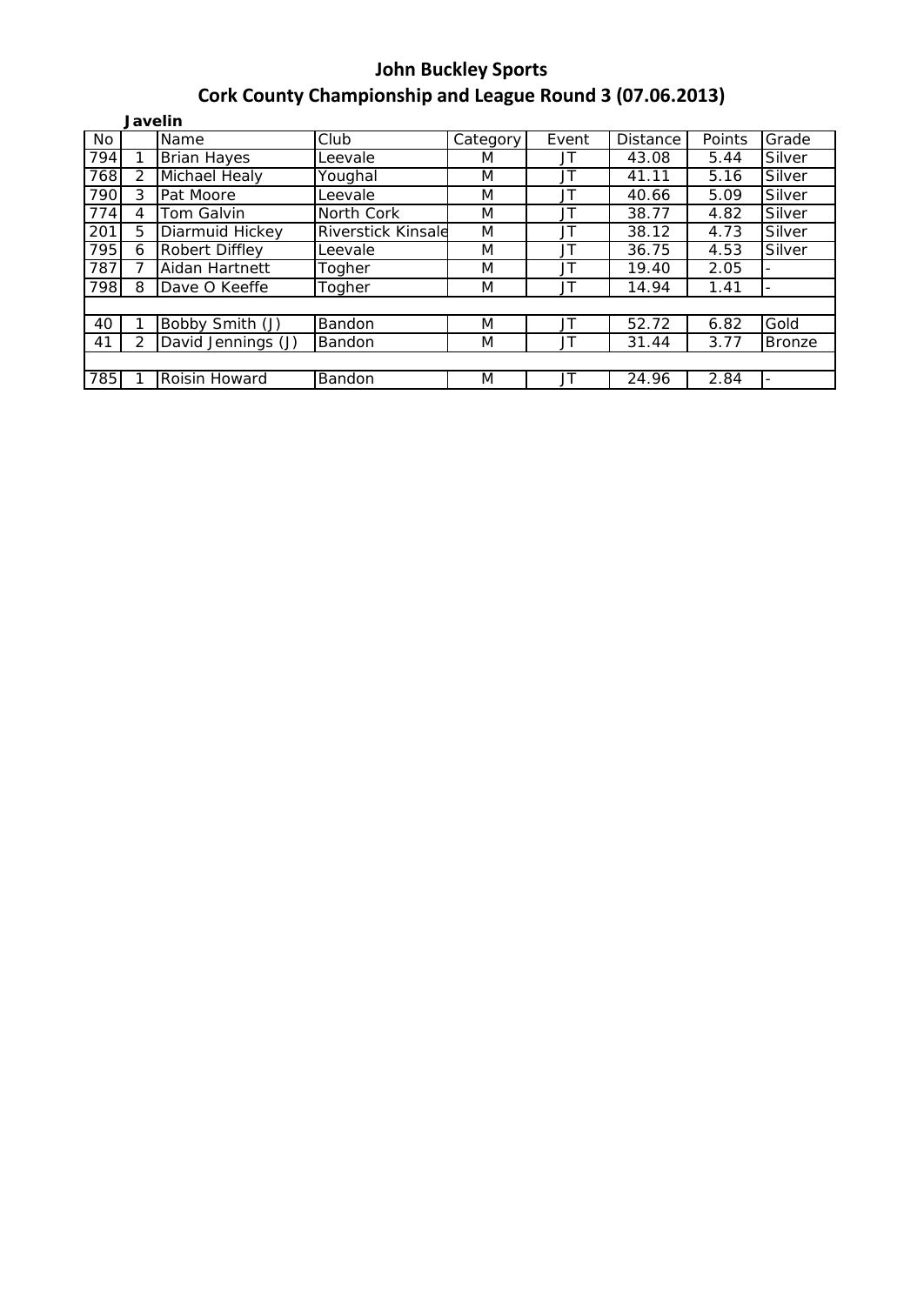# John Buckley Sports

## Cork County Championship and League Round 3 (07.06.2013)

**Javelin**

| No | | Name | Club | Category | Event | Distance | Points | Grade |
|---|---|---|---|---|---|---|---|---|
| 794 | 1 | Brian Hayes | Leevale | M | JT | 43.08 | 5.44 | Silver |
| 768 | 2 | Michael Healy | Youghal | M | JT | 41.11 | 5.16 | Silver |
| 790 | 3 | Pat Moore | Leevale | M | JT | 40.66 | 5.09 | Silver |
| 774 | 4 | Tom Galvin | North Cork | M | JT | 38.77 | 4.82 | Silver |
| 201 | 5 | Diarmuid Hickey | Riverstick Kinsale | M | JT | 38.12 | 4.73 | Silver |
| 795 | 6 | Robert Diffley | Leevale | M | JT | 36.75 | 4.53 | Silver |
| 787 | 7 | Aidan Hartnett | Togher | M | JT | 19.40 | 2.05 | - |
| 798 | 8 | Dave O Keeffe | Togher | M | JT | 14.94 | 1.41 | - |
| | | | | | | | | |
| 40 | 1 | Bobby Smith (J) | Bandon | M | JT | 52.72 | 6.82 | Gold |
| 41 | 2 | David Jennings (J) | Bandon | M | JT | 31.44 | 3.77 | Bronze |
| | | | | | | | | |
| 785 | 1 | Roisin Howard | Bandon | M | JT | 24.96 | 2.84 | - |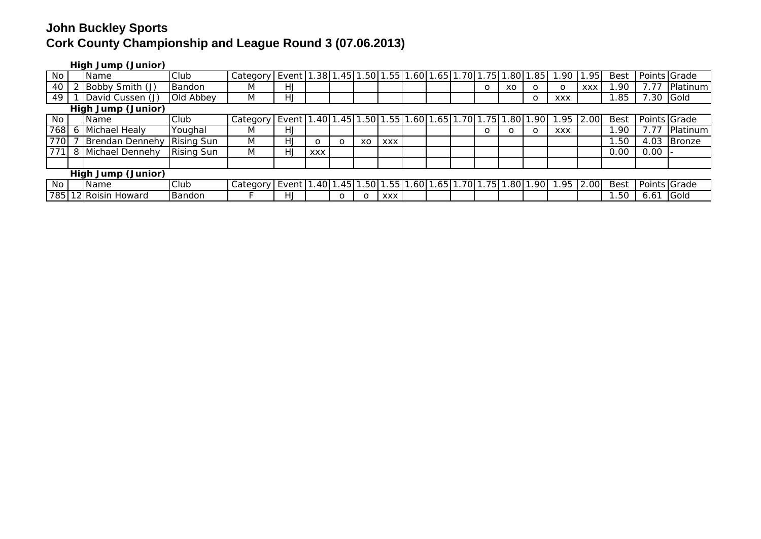# John Buckley Sports

## Cork County Championship and League Round 3 (07.06.2013)

**High Jump (Junior)**

| No | | Name | Club | Category | Event | 1.38 | 1.45 | 1.50 | 1.55 | 1.60 | 1.65 | 1.70 | 1.75 | 1.80 | 1.85 | 1.90 | 1.95 | Best | Points | Grade |
|---|---|---|---|---|---|---|---|---|---|---|---|---|---|---|---|---|---|---|---|---|
| 40 | 2 | Bobby Smith (J) | Bandon | M | HJ | | | | | | | | o | xo | o | o | xxx | 1.90 | 7.77 | Platinum |
| 49 | 1 | David Cussen (J) | Old Abbey | M | HJ | | | | | | | | | | o | xxx | | 1.85 | 7.30 | Gold |

**High Jump (Junior)**

| No | | Name | Club | Category | Event | 1.40 | 1.45 | 1.50 | 1.55 | 1.60 | 1.65 | 1.70 | 1.75 | 1.80 | 1.90 | 1.95 | 2.00 | Best | Points | Grade |
|---|---|---|---|---|---|---|---|---|---|---|---|---|---|---|---|---|---|---|---|---|
| 768 | 6 | Michael Healy | Youghal | M | HJ | | | | | | | | o | o | o | xxx | | 1.90 | 7.77 | Platinum |
| 770 | 7 | Brendan Dennehy | Rising Sun | M | HJ | o | o | xo | xxx | | | | | | | | | 1.50 | 4.03 | Bronze |
| 771 | 8 | Michael Dennehy | Rising Sun | M | HJ | xxx | | | | | | | | | | | | 0.00 | 0.00 | - |
| | | | | | | | | | | | | | | | | | | | | |

**High Jump (Junior)**

| No | | Name | Club | Category | Event | 1.40 | 1.45 | 1.50 | 1.55 | 1.60 | 1.65 | 1.70 | 1.75 | 1.80 | 1.90 | 1.95 | 2.00 | Best | Points | Grade |
|---|---|---|---|---|---|---|---|---|---|---|---|---|---|---|---|---|---|---|---|---|
| 785 | 12 | Roisin Howard | Bandon | F | HJ | | o | o | xxx | | | | | | | | | 1.50 | 6.61 | Gold |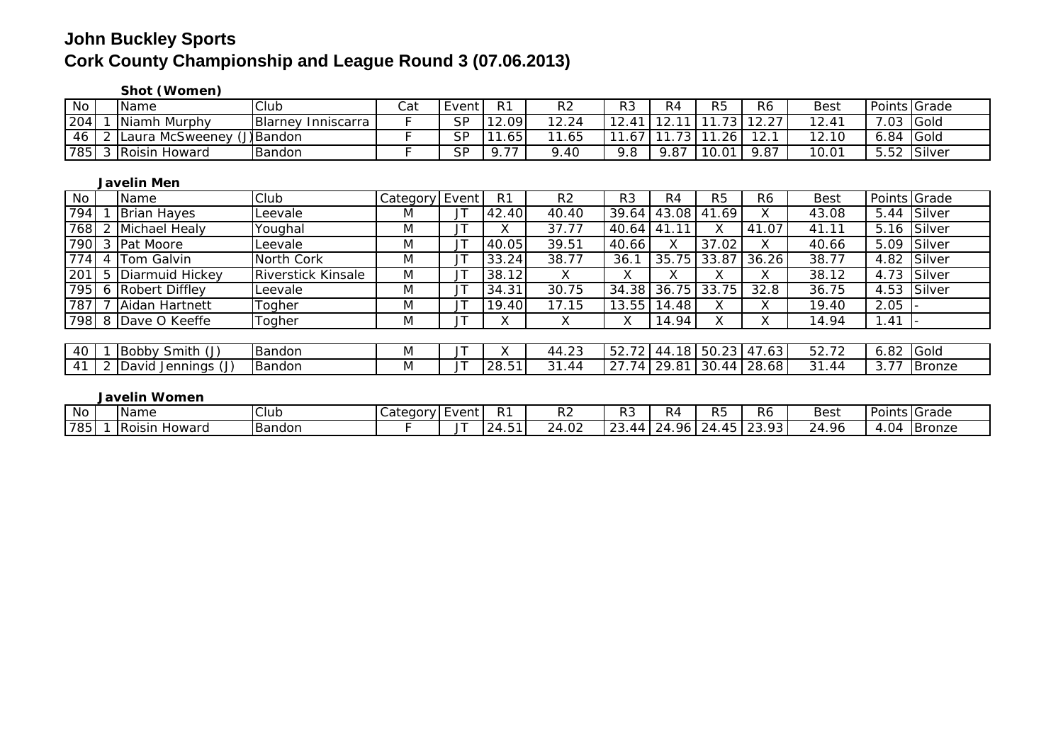# John Buckley Sports

## Cork County Championship and League Round 3 (07.06.2013)

**Shot (Women)**

| No | | Name | Club | Cat | Event | R1 | R2 | R3 | R4 | R5 | R6 | Best | Points | Grade |
|---|---|---|---|---|---|---|---|---|---|---|---|---|---|---|
| 204 | 1 | Niamh Murphy | Blarney Inniscarra | F | SP | 12.09 | 12.24 | 12.41 | 12.11 | 11.73 | 12.27 | 12.41 | 7.03 | Gold |
| 46 | 2 | Laura McSweeney (J) | Bandon | F | SP | 11.65 | 11.65 | 11.67 | 11.73 | 11.26 | 12.1 | 12.10 | 6.84 | Gold |
| 785 | 3 | Roisin Howard | Bandon | F | SP | 9.77 | 9.40 | 9.8 | 9.87 | 10.01 | 9.87 | 10.01 | 5.52 | Silver |

**Javelin Men**

| No | | Name | Club | Category | Event | R1 | R2 | R3 | R4 | R5 | R6 | Best | Points | Grade |
|---|---|---|---|---|---|---|---|---|---|---|---|---|---|---|
| 794 | 1 | Brian Hayes | Leevale | M | JT | 42.40 | 40.40 | 39.64 | 43.08 | 41.69 | X | 43.08 | 5.44 | Silver |
| 768 | 2 | Michael Healy | Youghal | M | JT | X | 37.77 | 40.64 | 41.11 | X | 41.07 | 41.11 | 5.16 | Silver |
| 790 | 3 | Pat Moore | Leevale | M | JT | 40.05 | 39.51 | 40.66 | X | 37.02 | X | 40.66 | 5.09 | Silver |
| 774 | 4 | Tom Galvin | North Cork | M | JT | 33.24 | 38.77 | 36.1 | 35.75 | 33.87 | 36.26 | 38.77 | 4.82 | Silver |
| 201 | 5 | Diarmuid Hickey | Riverstick Kinsale | M | JT | 38.12 | X | X | X | X | X | 38.12 | 4.73 | Silver |
| 795 | 6 | Robert Diffley | Leevale | M | JT | 34.31 | 30.75 | 34.38 | 36.75 | 33.75 | 32.8 | 36.75 | 4.53 | Silver |
| 787 | 7 | Aidan Hartnett | Togher | M | JT | 19.40 | 17.15 | 13.55 | 14.48 | X | X | 19.40 | 2.05 | - |
| 798 | 8 | Dave O Keeffe | Togher | M | JT | X | X | X | 14.94 | X | X | 14.94 | 1.41 | - |

| | | | | | | | | | | | | | | |
|---|---|---|---|---|---|---|---|---|---|---|---|---|---|---|
| 40 | 1 | Bobby Smith (J) | Bandon | M | JT | X | 44.23 | 52.72 | 44.18 | 50.23 | 47.63 | 52.72 | 6.82 | Gold |
| 41 | 2 | David Jennings (J) | Bandon | M | JT | 28.51 | 31.44 | 27.74 | 29.81 | 30.44 | 28.68 | 31.44 | 3.77 | Bronze |

**Javelin Women**

| No | | Name | Club | Category | Event | R1 | R2 | R3 | R4 | R5 | R6 | Best | Points | Grade |
|---|---|---|---|---|---|---|---|---|---|---|---|---|---|---|
| 785 | 1 | Roisin Howard | Bandon | F | JT | 24.51 | 24.02 | 23.44 | 24.96 | 24.45 | 23.93 | 24.96 | 4.04 | Bronze |